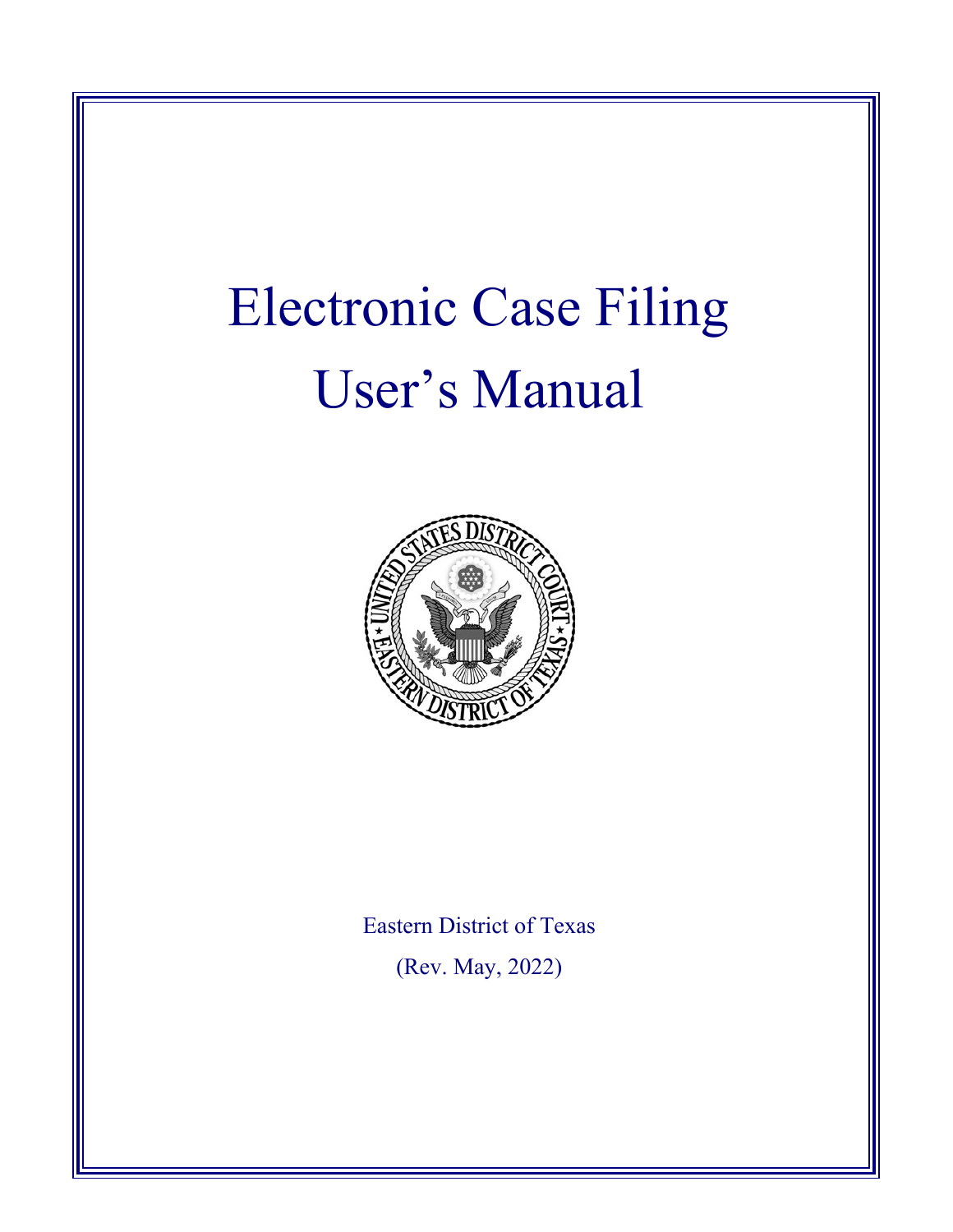# Electronic Case Filing User's Manual

Eastern District of Texas

(Rev. May, 2022)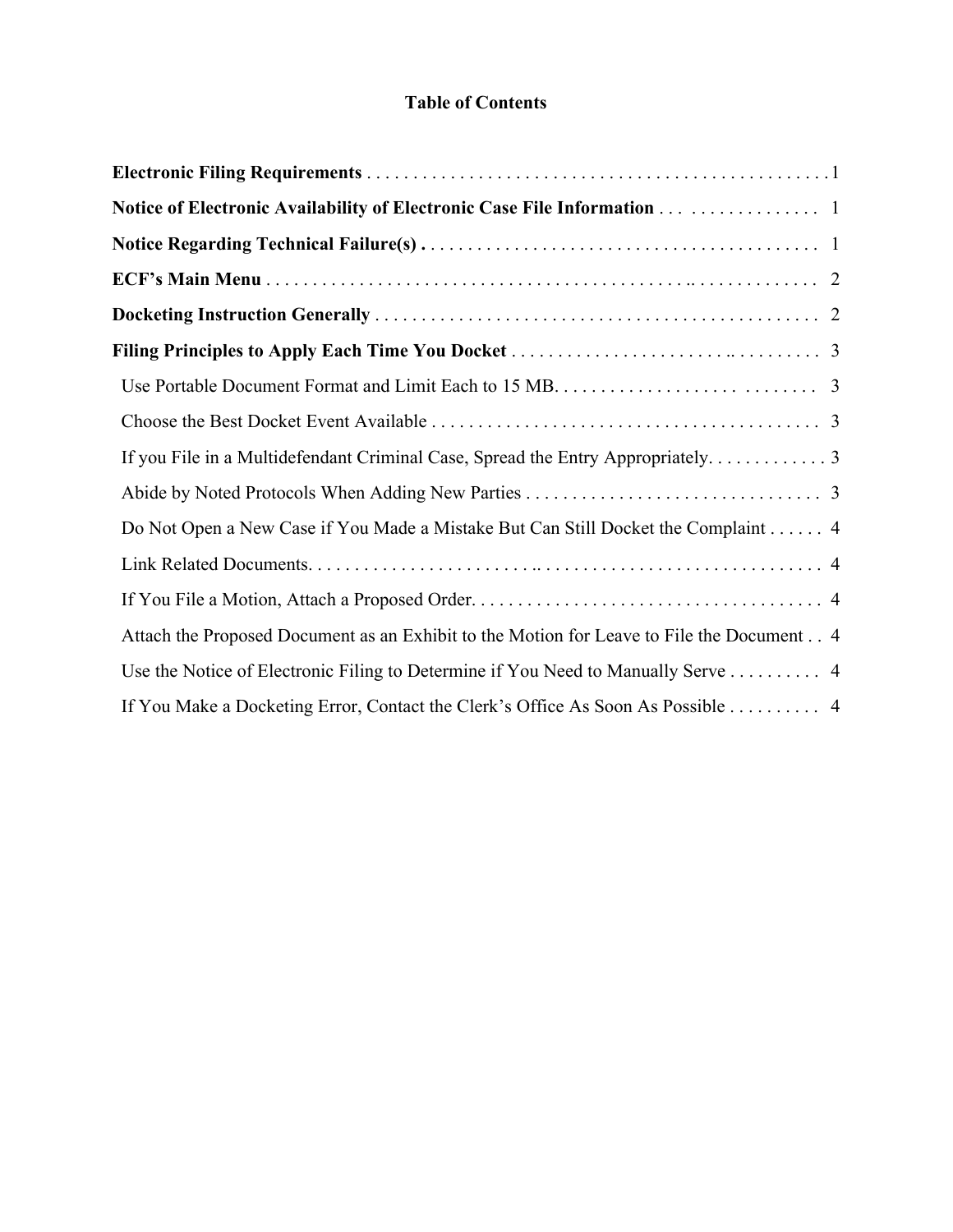## Table of Contents

**Electronic Filing Requirements** . . . . . . . . . . . . . . . . . . . . . . . . . . . . . . . . . . . . . . . . . . . . . . . . 1

**Notice of Electronic Availability of Electronic Case File Information** . . . . . . . . . . . . . . . . . 1

**Notice Regarding Technical Failure(s)** . . . . . . . . . . . . . . . . . . . . . . . . . . . . . . . . . . . . . . . . . 1

**ECF's Main Menu** . . . . . . . . . . . . . . . . . . . . . . . . . . . . . . . . . . . . . . . . . . . . . . . . . . . . . . 2

**Docketing Instruction Generally** . . . . . . . . . . . . . . . . . . . . . . . . . . . . . . . . . . . . . . . . . . . . . 2

**Filing Principles to Apply Each Time You Docket** . . . . . . . . . . . . . . . . . . . . . . . . . . . . . . . . 3

- Use Portable Document Format and Limit Each to 15 MB. . . . . . . . . . . . . . . . . . . . . . . . . . . 3
- Choose the Best Docket Event Available . . . . . . . . . . . . . . . . . . . . . . . . . . . . . . . . . . . . . . . 3
- If you File in a Multidefendant Criminal Case, Spread the Entry Appropriately. . . . . . . . . . . . . 3
- Abide by Noted Protocols When Adding New Parties . . . . . . . . . . . . . . . . . . . . . . . . . . . . . . 3
- Do Not Open a New Case if You Made a Mistake But Can Still Docket the Complaint . . . . . . 4
- Link Related Documents. . . . . . . . . . . . . . . . . . . . . . . . . . . . . . . . . . . . . . . . . . . . . . . . . . . 4
- If You File a Motion, Attach a Proposed Order. . . . . . . . . . . . . . . . . . . . . . . . . . . . . . . . . . . 4
- Attach the Proposed Document as an Exhibit to the Motion for Leave to File the Document . . 4
- Use the Notice of Electronic Filing to Determine if You Need to Manually Serve . . . . . . . . . . 4
- If You Make a Docketing Error, Contact the Clerk's Office As Soon As Possible . . . . . . . . . . 4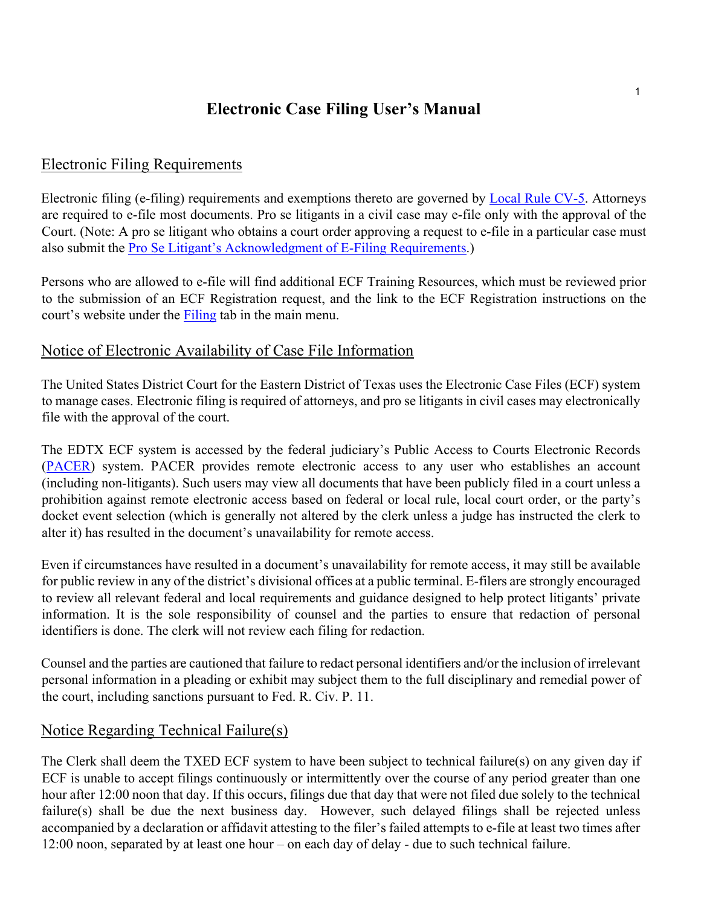# Electronic Case Filing User's Manual

## Electronic Filing Requirements

Electronic filing (e-filing) requirements and exemptions thereto are governed by Local Rule CV-5. Attorneys are required to e-file most documents. Pro se litigants in a civil case may e-file only with the approval of the Court. (Note: A pro se litigant who obtains a court order approving a request to e-file in a particular case must also submit the Pro Se Litigant's Acknowledgment of E-Filing Requirements.)

Persons who are allowed to e-file will find additional ECF Training Resources, which must be reviewed prior to the submission of an ECF Registration request, and the link to the ECF Registration instructions on the court's website under the Filing tab in the main menu.

## Notice of Electronic Availability of Case File Information

The United States District Court for the Eastern District of Texas uses the Electronic Case Files (ECF) system to manage cases. Electronic filing is required of attorneys, and pro se litigants in civil cases may electronically file with the approval of the court.

The EDTX ECF system is accessed by the federal judiciary's Public Access to Courts Electronic Records (PACER) system. PACER provides remote electronic access to any user who establishes an account (including non-litigants). Such users may view all documents that have been publicly filed in a court unless a prohibition against remote electronic access based on federal or local rule, local court order, or the party's docket event selection (which is generally not altered by the clerk unless a judge has instructed the clerk to alter it) has resulted in the document's unavailability for remote access.

Even if circumstances have resulted in a document's unavailability for remote access, it may still be available for public review in any of the district's divisional offices at a public terminal. E-filers are strongly encouraged to review all relevant federal and local requirements and guidance designed to help protect litigants' private information. It is the sole responsibility of counsel and the parties to ensure that redaction of personal identifiers is done. The clerk will not review each filing for redaction.

Counsel and the parties are cautioned that failure to redact personal identifiers and/or the inclusion of irrelevant personal information in a pleading or exhibit may subject them to the full disciplinary and remedial power of the court, including sanctions pursuant to Fed. R. Civ. P. 11.

## Notice Regarding Technical Failure(s)

The Clerk shall deem the TXED ECF system to have been subject to technical failure(s) on any given day if ECF is unable to accept filings continuously or intermittently over the course of any period greater than one hour after 12:00 noon that day. If this occurs, filings due that day that were not filed due solely to the technical failure(s) shall be due the next business day. However, such delayed filings shall be rejected unless accompanied by a declaration or affidavit attesting to the filer's failed attempts to e-file at least two times after 12:00 noon, separated by at least one hour – on each day of delay - due to such technical failure.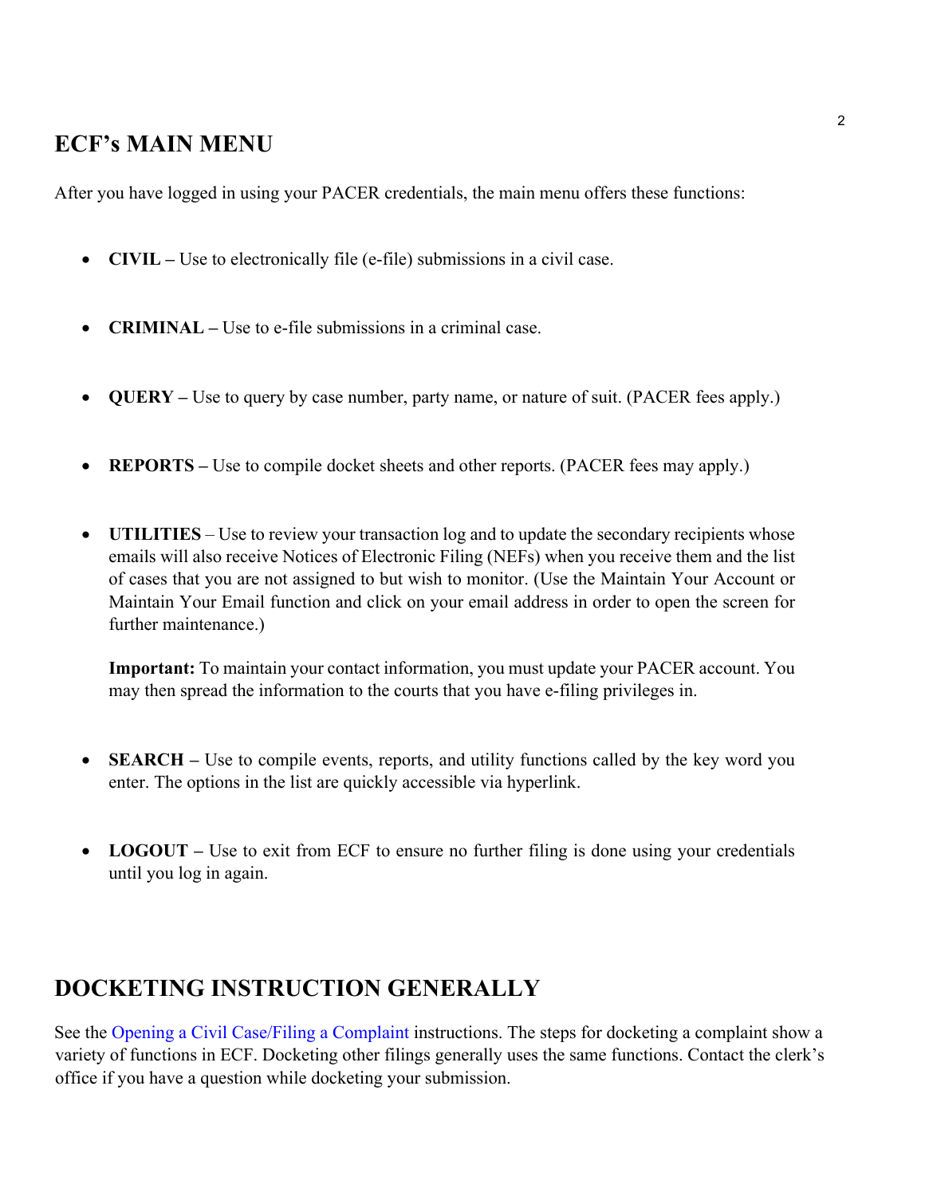## ECF's MAIN MENU

After you have logged in using your PACER credentials, the main menu offers these functions:

- **CIVIL –** Use to electronically file (e-file) submissions in a civil case.

- **CRIMINAL –** Use to e-file submissions in a criminal case.

- **QUERY –** Use to query by case number, party name, or nature of suit. (PACER fees apply.)

- **REPORTS –** Use to compile docket sheets and other reports. (PACER fees may apply.)

- **UTILITIES** – Use to review your transaction log and to update the secondary recipients whose emails will also receive Notices of Electronic Filing (NEFs) when you receive them and the list of cases that you are not assigned to but wish to monitor. (Use the Maintain Your Account or Maintain Your Email function and click on your email address in order to open the screen for further maintenance.)

  **Important:** To maintain your contact information, you must update your PACER account. You may then spread the information to the courts that you have e-filing privileges in.

- **SEARCH –** Use to compile events, reports, and utility functions called by the key word you enter. The options in the list are quickly accessible via hyperlink.

- **LOGOUT –** Use to exit from ECF to ensure no further filing is done using your credentials until you log in again.

## DOCKETING INSTRUCTION GENERALLY

See the Opening a Civil Case/Filing a Complaint instructions. The steps for docketing a complaint show a variety of functions in ECF. Docketing other filings generally uses the same functions. Contact the clerk's office if you have a question while docketing your submission.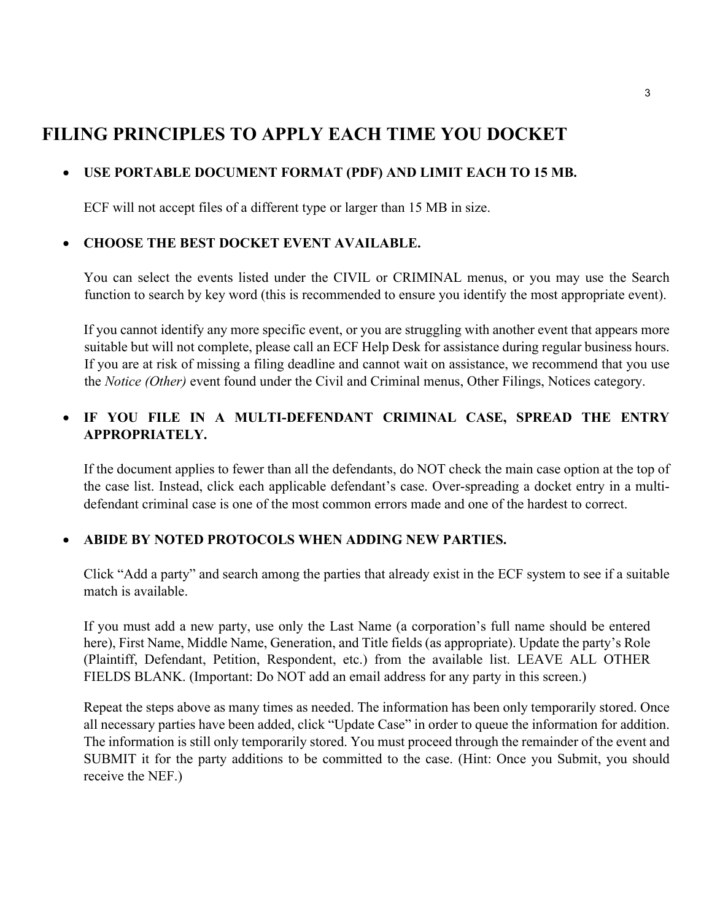# FILING PRINCIPLES TO APPLY EACH TIME YOU DOCKET

- **USE PORTABLE DOCUMENT FORMAT (PDF) AND LIMIT EACH TO 15 MB.**

  ECF will not accept files of a different type or larger than 15 MB in size.

- **CHOOSE THE BEST DOCKET EVENT AVAILABLE.**

  You can select the events listed under the CIVIL or CRIMINAL menus, or you may use the Search function to search by key word (this is recommended to ensure you identify the most appropriate event).

  If you cannot identify any more specific event, or you are struggling with another event that appears more suitable but will not complete, please call an ECF Help Desk for assistance during regular business hours. If you are at risk of missing a filing deadline and cannot wait on assistance, we recommend that you use the *Notice (Other)* event found under the Civil and Criminal menus, Other Filings, Notices category.

- **IF YOU FILE IN A MULTI-DEFENDANT CRIMINAL CASE, SPREAD THE ENTRY APPROPRIATELY.**

  If the document applies to fewer than all the defendants, do NOT check the main case option at the top of the case list. Instead, click each applicable defendant's case. Over-spreading a docket entry in a multi-defendant criminal case is one of the most common errors made and one of the hardest to correct.

- **ABIDE BY NOTED PROTOCOLS WHEN ADDING NEW PARTIES.**

  Click "Add a party" and search among the parties that already exist in the ECF system to see if a suitable match is available.

  If you must add a new party, use only the Last Name (a corporation's full name should be entered here), First Name, Middle Name, Generation, and Title fields (as appropriate). Update the party's Role (Plaintiff, Defendant, Petition, Respondent, etc.) from the available list. LEAVE ALL OTHER FIELDS BLANK. (Important: Do NOT add an email address for any party in this screen.)

  Repeat the steps above as many times as needed. The information has been only temporarily stored. Once all necessary parties have been added, click "Update Case" in order to queue the information for addition. The information is still only temporarily stored. You must proceed through the remainder of the event and SUBMIT it for the party additions to be committed to the case. (Hint: Once you Submit, you should receive the NEF.)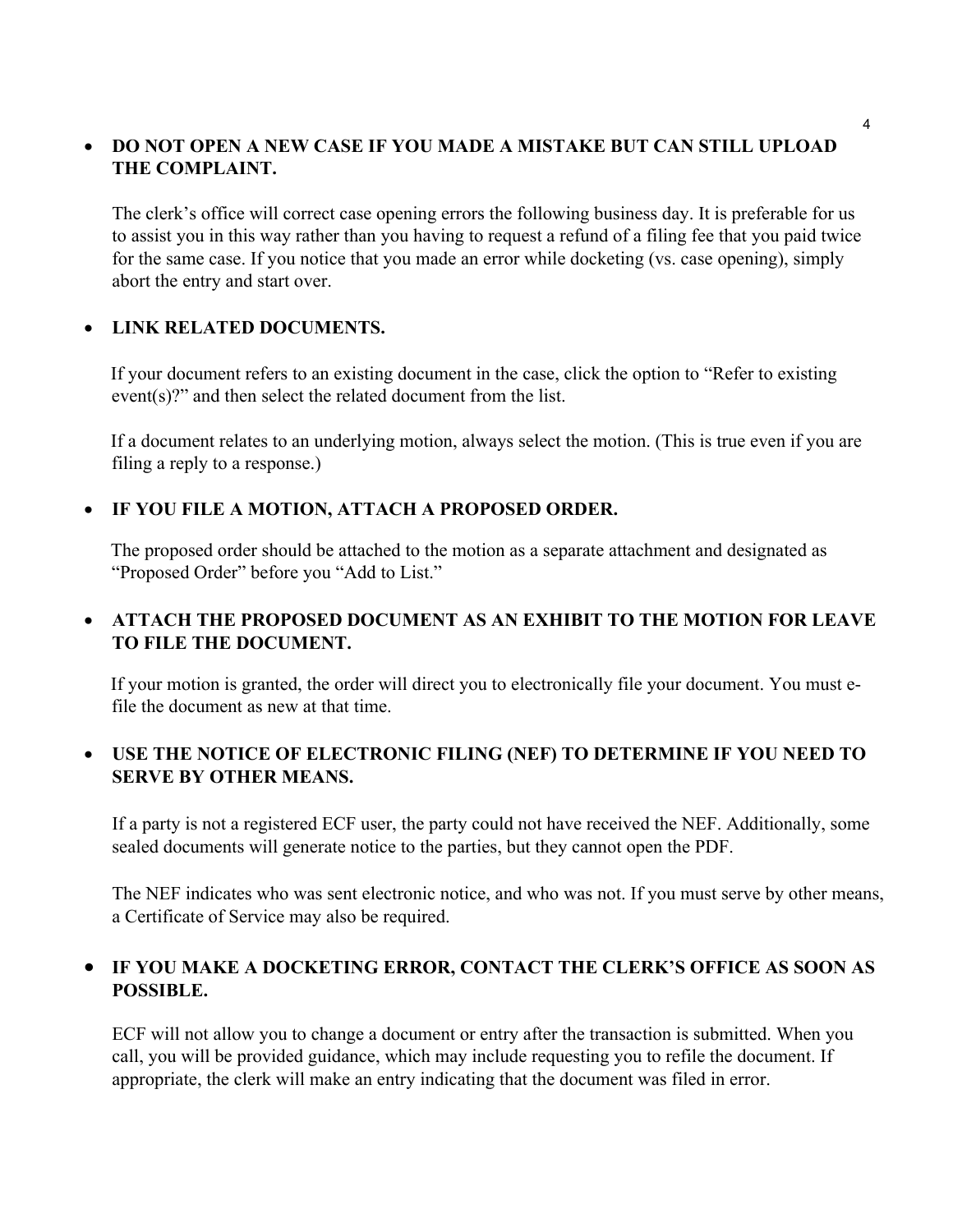- **DO NOT OPEN A NEW CASE IF YOU MADE A MISTAKE BUT CAN STILL UPLOAD THE COMPLAINT.**

  The clerk's office will correct case opening errors the following business day. It is preferable for us to assist you in this way rather than you having to request a refund of a filing fee that you paid twice for the same case. If you notice that you made an error while docketing (vs. case opening), simply abort the entry and start over.

- **LINK RELATED DOCUMENTS.**

  If your document refers to an existing document in the case, click the option to "Refer to existing event(s)?" and then select the related document from the list.

  If a document relates to an underlying motion, always select the motion. (This is true even if you are filing a reply to a response.)

- **IF YOU FILE A MOTION, ATTACH A PROPOSED ORDER.**

  The proposed order should be attached to the motion as a separate attachment and designated as "Proposed Order" before you "Add to List."

- **ATTACH THE PROPOSED DOCUMENT AS AN EXHIBIT TO THE MOTION FOR LEAVE TO FILE THE DOCUMENT.**

  If your motion is granted, the order will direct you to electronically file your document. You must e-file the document as new at that time.

- **USE THE NOTICE OF ELECTRONIC FILING (NEF) TO DETERMINE IF YOU NEED TO SERVE BY OTHER MEANS.**

  If a party is not a registered ECF user, the party could not have received the NEF. Additionally, some sealed documents will generate notice to the parties, but they cannot open the PDF.

  The NEF indicates who was sent electronic notice, and who was not. If you must serve by other means, a Certificate of Service may also be required.

- **IF YOU MAKE A DOCKETING ERROR, CONTACT THE CLERK'S OFFICE AS SOON AS POSSIBLE.**

  ECF will not allow you to change a document or entry after the transaction is submitted. When you call, you will be provided guidance, which may include requesting you to refile the document. If appropriate, the clerk will make an entry indicating that the document was filed in error.